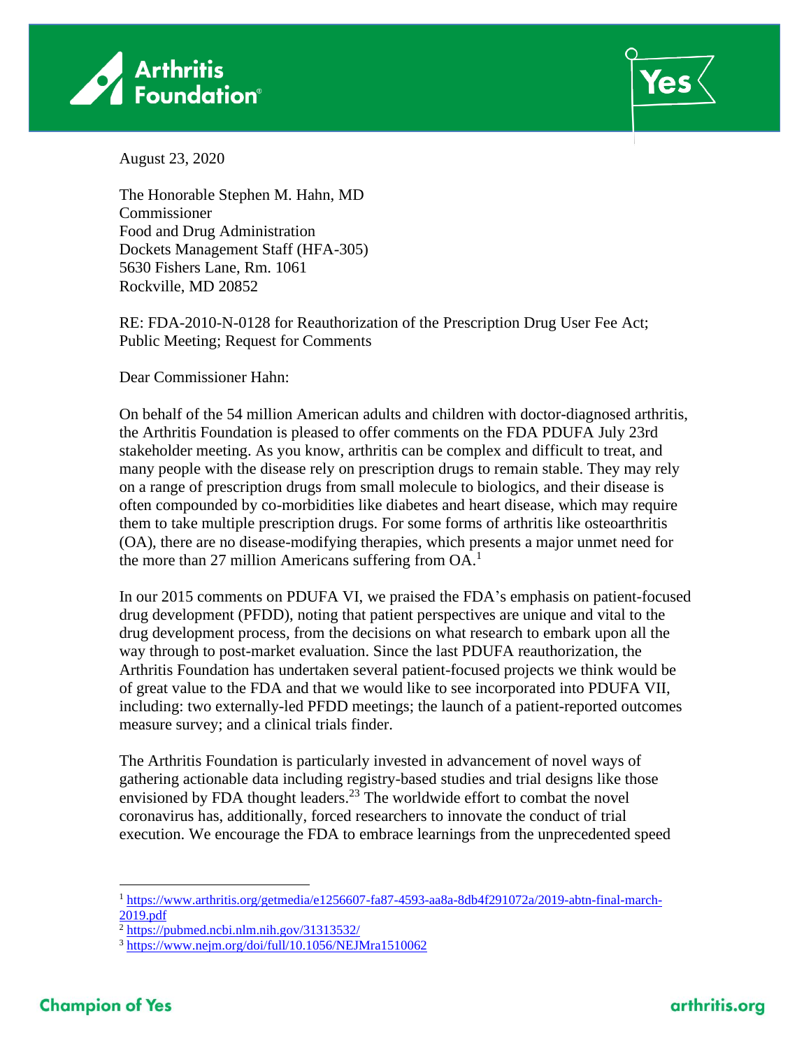August 23, 2020

The Honorable Stephen M. Hahn, MD
Commissioner
Food and Drug Administration
Dockets Management Staff (HFA-305)
5630 Fishers Lane, Rm. 1061
Rockville, MD 20852

RE: FDA-2010-N-0128 for Reauthorization of the Prescription Drug User Fee Act; Public Meeting; Request for Comments

Dear Commissioner Hahn:

On behalf of the 54 million American adults and children with doctor-diagnosed arthritis, the Arthritis Foundation is pleased to offer comments on the FDA PDUFA July 23rd stakeholder meeting. As you know, arthritis can be complex and difficult to treat, and many people with the disease rely on prescription drugs to remain stable. They may rely on a range of prescription drugs from small molecule to biologics, and their disease is often compounded by co-morbidities like diabetes and heart disease, which may require them to take multiple prescription drugs. For some forms of arthritis like osteoarthritis (OA), there are no disease-modifying therapies, which presents a major unmet need for the more than 27 million Americans suffering from OA.[1]

In our 2015 comments on PDUFA VI, we praised the FDA's emphasis on patient-focused drug development (PFDD), noting that patient perspectives are unique and vital to the drug development process, from the decisions on what research to embark upon all the way through to post-market evaluation. Since the last PDUFA reauthorization, the Arthritis Foundation has undertaken several patient-focused projects we think would be of great value to the FDA and that we would like to see incorporated into PDUFA VII, including: two externally-led PFDD meetings; the launch of a patient-reported outcomes measure survey; and a clinical trials finder.

The Arthritis Foundation is particularly invested in advancement of novel ways of gathering actionable data including registry-based studies and trial designs like those envisioned by FDA thought leaders.[2][3] The worldwide effort to combat the novel coronavirus has, additionally, forced researchers to innovate the conduct of trial execution. We encourage the FDA to embrace learnings from the unprecedented speed

---

[1] https://www.arthritis.org/getmedia/e1256607-fa87-4593-aa8a-8db4f291072a/2019-abtn-final-march-2019.pdf

[2] https://pubmed.ncbi.nlm.nih.gov/31313532/

[3] https://www.nejm.org/doi/full/10.1056/NEJMra1510062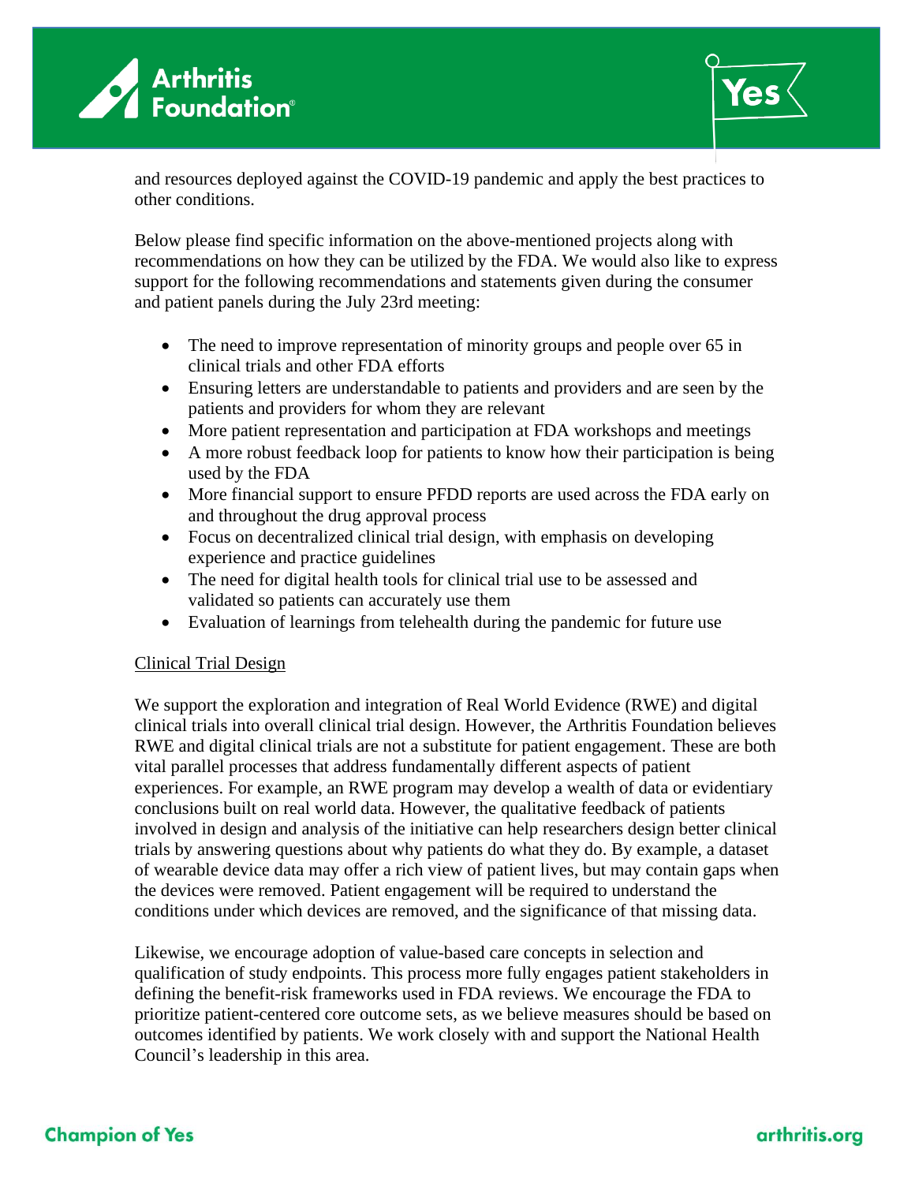and resources deployed against the COVID-19 pandemic and apply the best practices to other conditions.

Below please find specific information on the above-mentioned projects along with recommendations on how they can be utilized by the FDA. We would also like to express support for the following recommendations and statements given during the consumer and patient panels during the July 23rd meeting:

- The need to improve representation of minority groups and people over 65 in clinical trials and other FDA efforts
- Ensuring letters are understandable to patients and providers and are seen by the patients and providers for whom they are relevant
- More patient representation and participation at FDA workshops and meetings
- A more robust feedback loop for patients to know how their participation is being used by the FDA
- More financial support to ensure PFDD reports are used across the FDA early on and throughout the drug approval process
- Focus on decentralized clinical trial design, with emphasis on developing experience and practice guidelines
- The need for digital health tools for clinical trial use to be assessed and validated so patients can accurately use them
- Evaluation of learnings from telehealth during the pandemic for future use

<u>Clinical Trial Design</u>

We support the exploration and integration of Real World Evidence (RWE) and digital clinical trials into overall clinical trial design. However, the Arthritis Foundation believes RWE and digital clinical trials are not a substitute for patient engagement. These are both vital parallel processes that address fundamentally different aspects of patient experiences. For example, an RWE program may develop a wealth of data or evidentiary conclusions built on real world data. However, the qualitative feedback of patients involved in design and analysis of the initiative can help researchers design better clinical trials by answering questions about why patients do what they do. By example, a dataset of wearable device data may offer a rich view of patient lives, but may contain gaps when the devices were removed. Patient engagement will be required to understand the conditions under which devices are removed, and the significance of that missing data.

Likewise, we encourage adoption of value-based care concepts in selection and qualification of study endpoints. This process more fully engages patient stakeholders in defining the benefit-risk frameworks used in FDA reviews. We encourage the FDA to prioritize patient-centered core outcome sets, as we believe measures should be based on outcomes identified by patients. We work closely with and support the National Health Council's leadership in this area.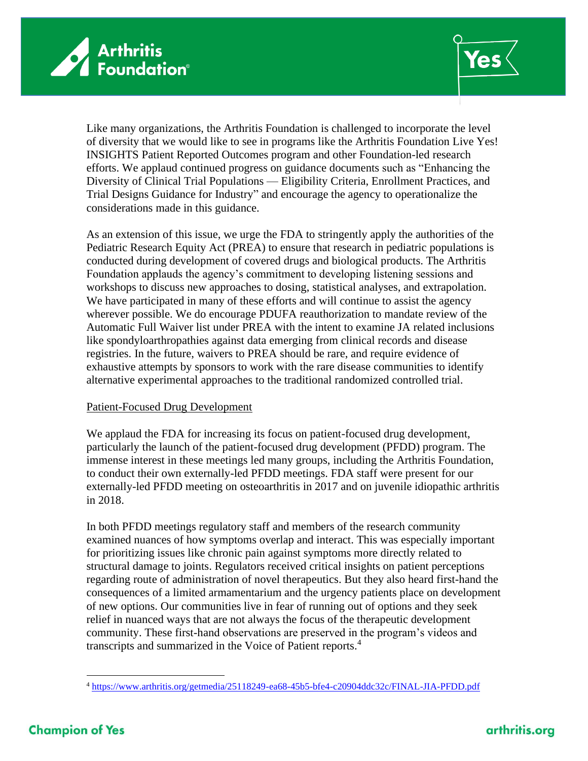Like many organizations, the Arthritis Foundation is challenged to incorporate the level of diversity that we would like to see in programs like the Arthritis Foundation Live Yes! INSIGHTS Patient Reported Outcomes program and other Foundation-led research efforts. We applaud continued progress on guidance documents such as "Enhancing the Diversity of Clinical Trial Populations — Eligibility Criteria, Enrollment Practices, and Trial Designs Guidance for Industry" and encourage the agency to operationalize the considerations made in this guidance.

As an extension of this issue, we urge the FDA to stringently apply the authorities of the Pediatric Research Equity Act (PREA) to ensure that research in pediatric populations is conducted during development of covered drugs and biological products. The Arthritis Foundation applauds the agency's commitment to developing listening sessions and workshops to discuss new approaches to dosing, statistical analyses, and extrapolation. We have participated in many of these efforts and will continue to assist the agency wherever possible. We do encourage PDUFA reauthorization to mandate review of the Automatic Full Waiver list under PREA with the intent to examine JA related inclusions like spondyloarthropathies against data emerging from clinical records and disease registries. In the future, waivers to PREA should be rare, and require evidence of exhaustive attempts by sponsors to work with the rare disease communities to identify alternative experimental approaches to the traditional randomized controlled trial.

Patient-Focused Drug Development

We applaud the FDA for increasing its focus on patient-focused drug development, particularly the launch of the patient-focused drug development (PFDD) program. The immense interest in these meetings led many groups, including the Arthritis Foundation, to conduct their own externally-led PFDD meetings. FDA staff were present for our externally-led PFDD meeting on osteoarthritis in 2017 and on juvenile idiopathic arthritis in 2018.

In both PFDD meetings regulatory staff and members of the research community examined nuances of how symptoms overlap and interact. This was especially important for prioritizing issues like chronic pain against symptoms more directly related to structural damage to joints. Regulators received critical insights on patient perceptions regarding route of administration of novel therapeutics. But they also heard first-hand the consequences of a limited armamentarium and the urgency patients place on development of new options. Our communities live in fear of running out of options and they seek relief in nuanced ways that are not always the focus of the therapeutic development community. These first-hand observations are preserved in the program's videos and transcripts and summarized in the Voice of Patient reports.[4]

[4] https://www.arthritis.org/getmedia/25118249-ea68-45b5-bfe4-c20904ddc32c/FINAL-JIA-PFDD.pdf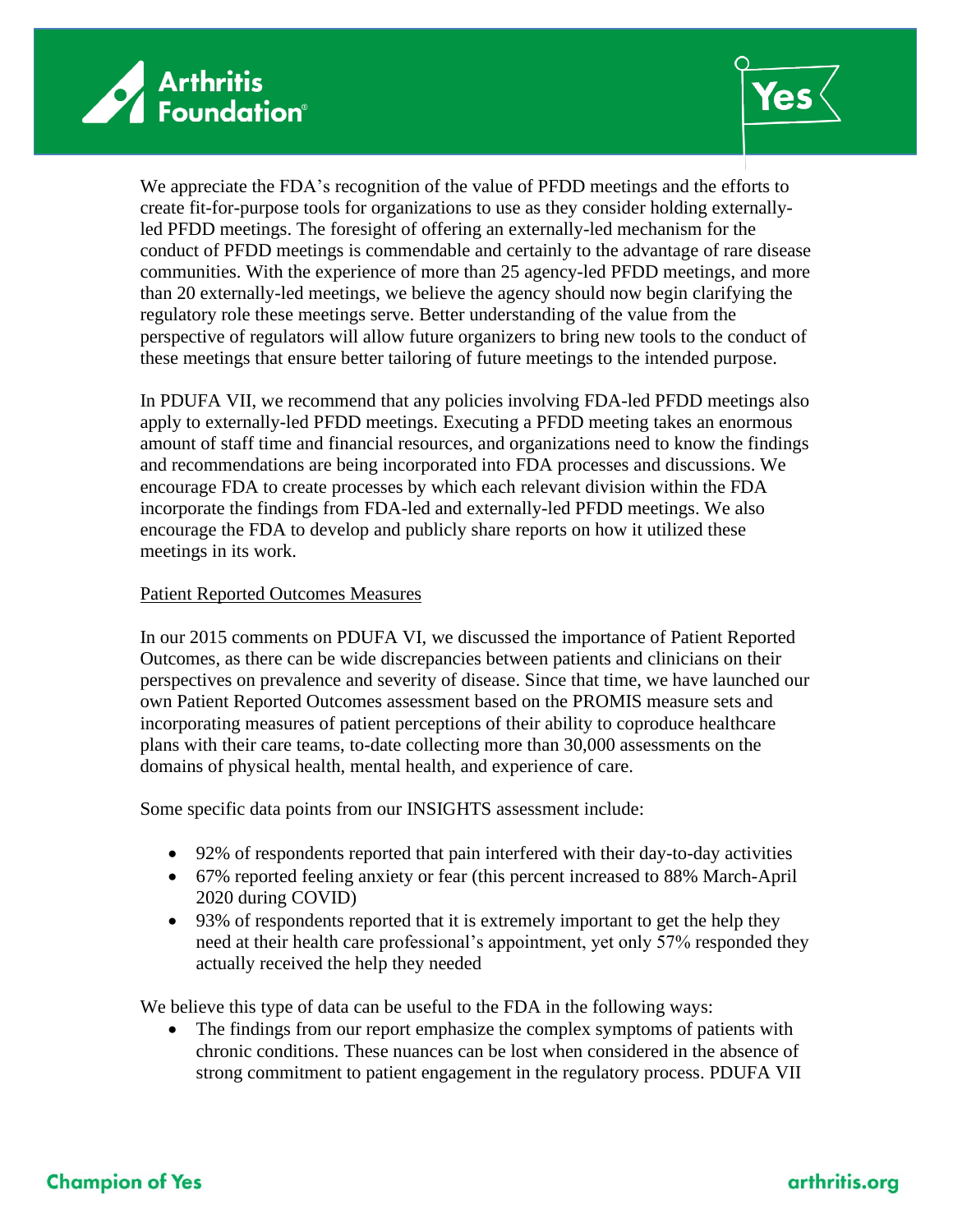We appreciate the FDA's recognition of the value of PFDD meetings and the efforts to create fit-for-purpose tools for organizations to use as they consider holding externally-led PFDD meetings. The foresight of offering an externally-led mechanism for the conduct of PFDD meetings is commendable and certainly to the advantage of rare disease communities. With the experience of more than 25 agency-led PFDD meetings, and more than 20 externally-led meetings, we believe the agency should now begin clarifying the regulatory role these meetings serve. Better understanding of the value from the perspective of regulators will allow future organizers to bring new tools to the conduct of these meetings that ensure better tailoring of future meetings to the intended purpose.

In PDUFA VII, we recommend that any policies involving FDA-led PFDD meetings also apply to externally-led PFDD meetings. Executing a PFDD meeting takes an enormous amount of staff time and financial resources, and organizations need to know the findings and recommendations are being incorporated into FDA processes and discussions. We encourage FDA to create processes by which each relevant division within the FDA incorporate the findings from FDA-led and externally-led PFDD meetings. We also encourage the FDA to develop and publicly share reports on how it utilized these meetings in its work.

Patient Reported Outcomes Measures

In our 2015 comments on PDUFA VI, we discussed the importance of Patient Reported Outcomes, as there can be wide discrepancies between patients and clinicians on their perspectives on prevalence and severity of disease. Since that time, we have launched our own Patient Reported Outcomes assessment based on the PROMIS measure sets and incorporating measures of patient perceptions of their ability to coproduce healthcare plans with their care teams, to-date collecting more than 30,000 assessments on the domains of physical health, mental health, and experience of care.

Some specific data points from our INSIGHTS assessment include:

- 92% of respondents reported that pain interfered with their day-to-day activities
- 67% reported feeling anxiety or fear (this percent increased to 88% March-April 2020 during COVID)
- 93% of respondents reported that it is extremely important to get the help they need at their health care professional's appointment, yet only 57% responded they actually received the help they needed

We believe this type of data can be useful to the FDA in the following ways:

- The findings from our report emphasize the complex symptoms of patients with chronic conditions. These nuances can be lost when considered in the absence of strong commitment to patient engagement in the regulatory process. PDUFA VII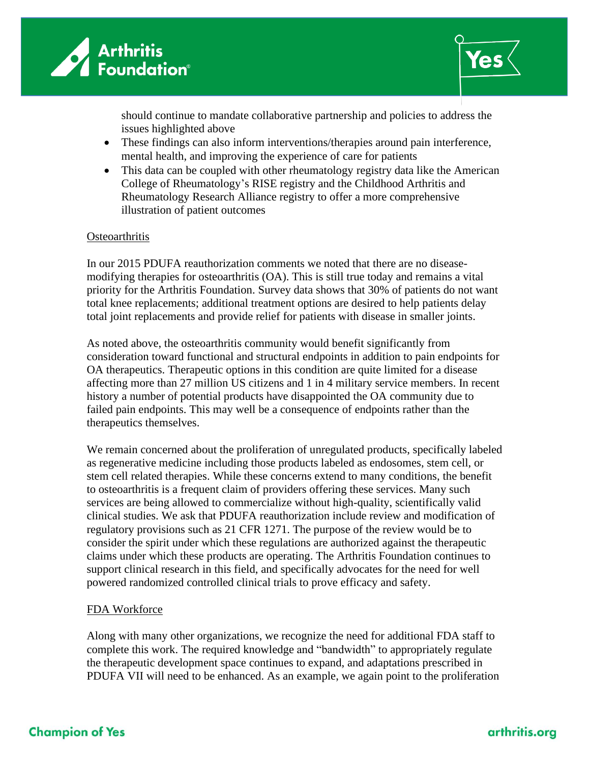should continue to mandate collaborative partnership and policies to address the issues highlighted above

- These findings can also inform interventions/therapies around pain interference, mental health, and improving the experience of care for patients
- This data can be coupled with other rheumatology registry data like the American College of Rheumatology's RISE registry and the Childhood Arthritis and Rheumatology Research Alliance registry to offer a more comprehensive illustration of patient outcomes

## Osteoarthritis

In our 2015 PDUFA reauthorization comments we noted that there are no disease-modifying therapies for osteoarthritis (OA). This is still true today and remains a vital priority for the Arthritis Foundation. Survey data shows that 30% of patients do not want total knee replacements; additional treatment options are desired to help patients delay total joint replacements and provide relief for patients with disease in smaller joints.

As noted above, the osteoarthritis community would benefit significantly from consideration toward functional and structural endpoints in addition to pain endpoints for OA therapeutics. Therapeutic options in this condition are quite limited for a disease affecting more than 27 million US citizens and 1 in 4 military service members. In recent history a number of potential products have disappointed the OA community due to failed pain endpoints. This may well be a consequence of endpoints rather than the therapeutics themselves.

We remain concerned about the proliferation of unregulated products, specifically labeled as regenerative medicine including those products labeled as endosomes, stem cell, or stem cell related therapies. While these concerns extend to many conditions, the benefit to osteoarthritis is a frequent claim of providers offering these services. Many such services are being allowed to commercialize without high-quality, scientifically valid clinical studies. We ask that PDUFA reauthorization include review and modification of regulatory provisions such as 21 CFR 1271. The purpose of the review would be to consider the spirit under which these regulations are authorized against the therapeutic claims under which these products are operating. The Arthritis Foundation continues to support clinical research in this field, and specifically advocates for the need for well powered randomized controlled clinical trials to prove efficacy and safety.

## FDA Workforce

Along with many other organizations, we recognize the need for additional FDA staff to complete this work. The required knowledge and "bandwidth" to appropriately regulate the therapeutic development space continues to expand, and adaptations prescribed in PDUFA VII will need to be enhanced. As an example, we again point to the proliferation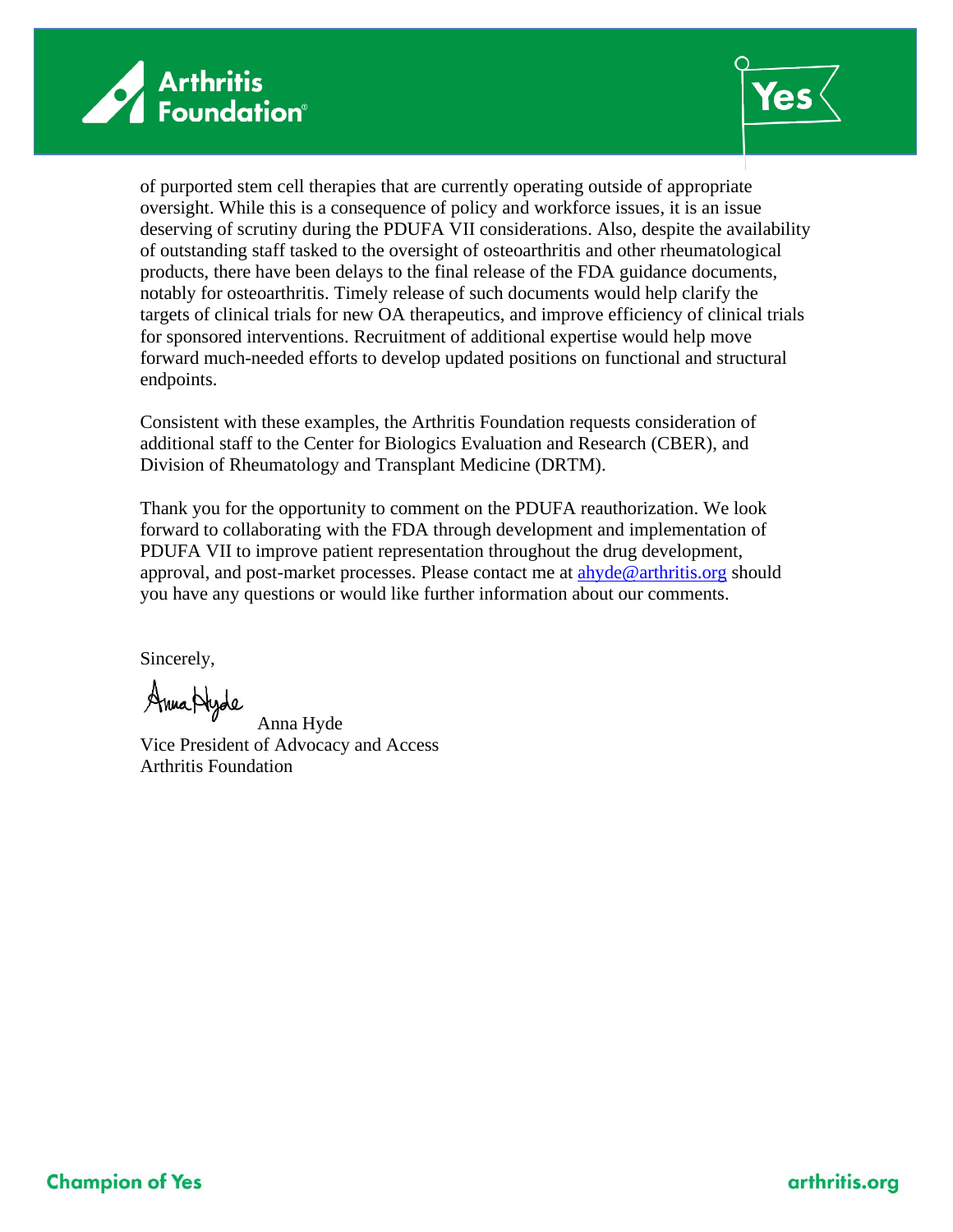of purported stem cell therapies that are currently operating outside of appropriate oversight. While this is a consequence of policy and workforce issues, it is an issue deserving of scrutiny during the PDUFA VII considerations. Also, despite the availability of outstanding staff tasked to the oversight of osteoarthritis and other rheumatological products, there have been delays to the final release of the FDA guidance documents, notably for osteoarthritis. Timely release of such documents would help clarify the targets of clinical trials for new OA therapeutics, and improve efficiency of clinical trials for sponsored interventions. Recruitment of additional expertise would help move forward much-needed efforts to develop updated positions on functional and structural endpoints.

Consistent with these examples, the Arthritis Foundation requests consideration of additional staff to the Center for Biologics Evaluation and Research (CBER), and Division of Rheumatology and Transplant Medicine (DRTM).

Thank you for the opportunity to comment on the PDUFA reauthorization. We look forward to collaborating with the FDA through development and implementation of PDUFA VII to improve patient representation throughout the drug development, approval, and post-market processes. Please contact me at ahyde@arthritis.org should you have any questions or would like further information about our comments.

Sincerely,

Anna Hyde
Vice President of Advocacy and Access
Arthritis Foundation